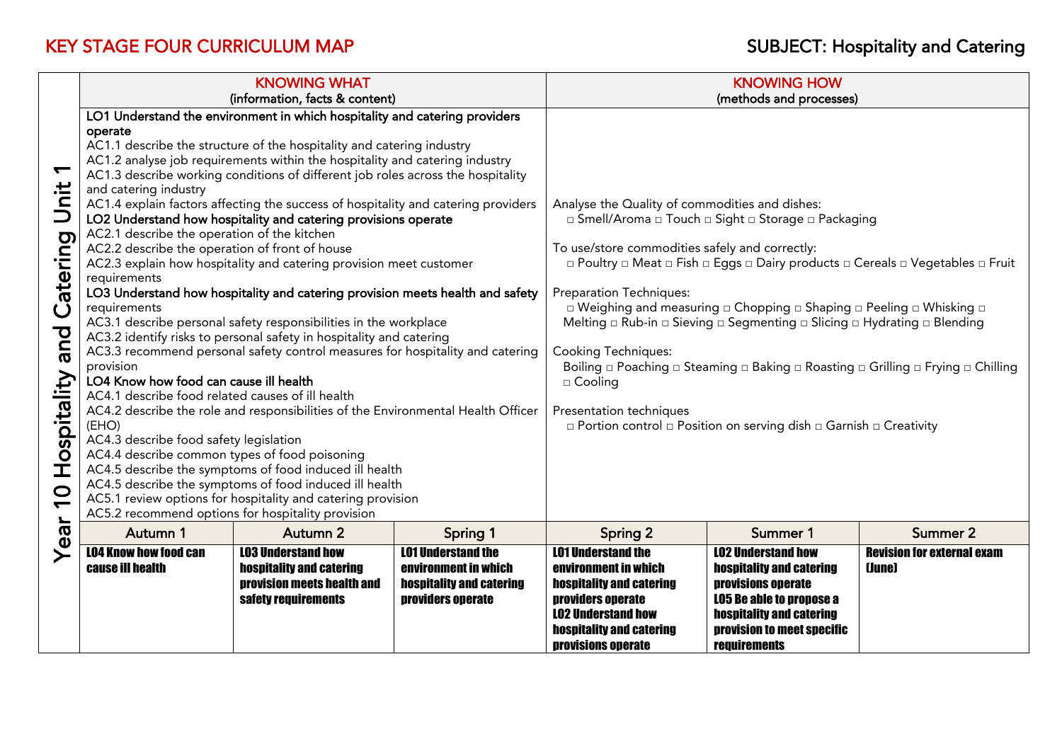# KEY STAGE FOUR CURRICULUM MAP

## SUBJECT: Hospitality and Catering

### Year 10 Hospitality and Catering Unit 1

| KNOWING WHAT (information, facts & content) | KNOWING HOW (methods and processes) |
|---|---|
| **LO1 Understand the environment in which hospitality and catering providers operate**<br>AC1.1 describe the structure of the hospitality and catering industry<br>AC1.2 analyse job requirements within the hospitality and catering industry<br>AC1.3 describe working conditions of different job roles across the hospitality and catering industry<br>AC1.4 explain factors affecting the success of hospitality and catering providers<br>**LO2 Understand how hospitality and catering provisions operate**<br>AC2.1 describe the operation of the kitchen<br>AC2.2 describe the operation of front of house<br>AC2.3 explain how hospitality and catering provision meet customer requirements<br>**LO3 Understand how hospitality and catering provision meets health and safety requirements**<br>AC3.1 describe personal safety responsibilities in the workplace<br>AC3.2 identify risks to personal safety in hospitality and catering<br>AC3.3 recommend personal safety control measures for hospitality and catering provision<br>**LO4 Know how food can cause ill health**<br>AC4.1 describe food related causes of ill health<br>AC4.2 describe the role and responsibilities of the Environmental Health Officer (EHO)<br>AC4.3 describe food safety legislation<br>AC4.4 describe common types of food poisoning<br>AC4.5 describe the symptoms of food induced ill health<br>AC4.5 describe the symptoms of food induced ill health<br>AC5.1 review options for hospitality and catering provision<br>AC5.2 recommend options for hospitality provision | Analyse the Quality of commodities and dishes:<br>□ Smell/Aroma □ Touch □ Sight □ Storage □ Packaging<br><br>To use/store commodities safely and correctly:<br>□ Poultry □ Meat □ Fish □ Eggs □ Dairy products □ Cereals □ Vegetables □ Fruit<br><br>Preparation Techniques:<br>□ Weighing and measuring □ Chopping □ Shaping □ Peeling □ Whisking □ Melting □ Rub-in □ Sieving □ Segmenting □ Slicing □ Hydrating □ Blending<br><br>Cooking Techniques:<br>Boiling □ Poaching □ Steaming □ Baking □ Roasting □ Grilling □ Frying □ Chilling □ Cooling<br><br>Presentation techniques<br>□ Portion control □ Position on serving dish □ Garnish □ Creativity |

| Autumn 1 | Autumn 2 | Spring 1 | Spring 2 | Summer 1 | Summer 2 |
|---|---|---|---|---|---|
| **LO4 Know how food can cause ill health** | **LO3 Understand how hospitality and catering provision meets health and safety requirements** | **LO1 Understand the environment in which hospitality and catering providers operate** | **LO1 Understand the environment in which hospitality and catering providers operate**<br>**LO2 Understand how hospitality and catering provisions operate** | **LO2 Understand how hospitality and catering provisions operate**<br>**LO5 Be able to propose a hospitality and catering provision to meet specific requirements** | **Revision for external exam (June)** |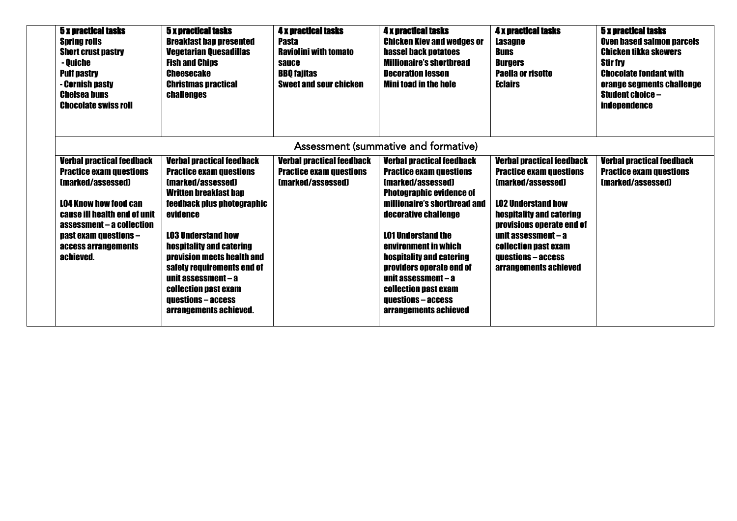| | | | | | | |
|---|---|---|---|---|---|---|
| | **5 x practical tasks**<br>**Spring rolls**<br>**Short crust pastry**<br>**- Quiche**<br>**Puff pastry**<br>**- Cornish pasty**<br>**Chelsea buns**<br>**Chocolate swiss roll** | **5 x practical tasks**<br>**Breakfast bap presented**<br>**Vegetarian Quesadillas**<br>**Fish and Chips**<br>**Cheesecake**<br>**Christmas practical challenges** | **4 x practical tasks**<br>**Pasta**<br>**Raviolini with tomato sauce**<br>**BBQ fajitas**<br>**Sweet and sour chicken** | **4 x practical tasks**<br>**Chicken Kiev and wedges or hassel back potatoes**<br>**Millionaire's shortbread**<br>**Decoration lesson**<br>**Mini toad in the hole** | **4 x practical tasks**<br>**Lasagne**<br>**Buns**<br>**Burgers**<br>**Paella or risotto**<br>**Eclairs** | **5 x practical tasks**<br>**Oven based salmon parcels**<br>**Chicken tikka skewers**<br>**Stir fry**<br>**Chocolate fondant with orange segments challenge**<br>**Student choice – independence** |
| | Assessment (summative and formative) | | | | | |
| | **Verbal practical feedback**<br>**Practice exam questions (marked/assessed)**<br><br>**LO4 Know how food can cause ill health end of unit assessment – a collection past exam questions – access arrangements achieved.** | **Verbal practical feedback**<br>**Practice exam questions (marked/assessed)**<br>**Written breakfast bap feedback plus photographic evidence**<br><br>**LO3 Understand how hospitality and catering provision meets health and safety requirements end of unit assessment – a collection past exam questions – access arrangements achieved.** | **Verbal practical feedback**<br>**Practice exam questions (marked/assessed)** | **Verbal practical feedback**<br>**Practice exam questions (marked/assessed)**<br>**Photographic evidence of millionaire's shortbread and decorative challenge**<br><br>**LO1 Understand the environment in which hospitality and catering providers operate end of unit assessment – a collection past exam questions – access arrangements achieved** | **Verbal practical feedback**<br>**Practice exam questions (marked/assessed)**<br><br>**LO2 Understand how hospitality and catering provisions operate end of unit assessment – a collection past exam questions – access arrangements achieved** | **Verbal practical feedback**<br>**Practice exam questions (marked/assessed)** |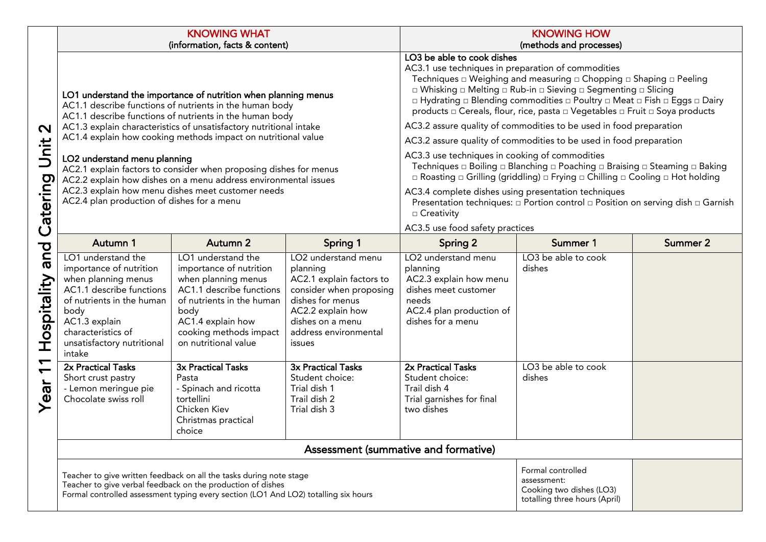# Year 11 Hospitality and Catering Unit 2

| KNOWING WHAT (information, facts & content) | | | KNOWING HOW (methods and processes) | | |
|---|---|---|---|---|---|
| **LO1 understand the importance of nutrition when planning menus**<br>AC1.1 describe functions of nutrients in the human body<br>AC1.1 describe functions of nutrients in the human body<br>AC1.3 explain characteristics of unsatisfactory nutritional intake<br>AC1.4 explain how cooking methods impact on nutritional value<br><br>**LO2 understand menu planning**<br>AC2.1 explain factors to consider when proposing dishes for menus<br>AC2.2 explain how dishes on a menu address environmental issues<br>AC2.3 explain how menu dishes meet customer needs<br>AC2.4 plan production of dishes for a menu | | | **LO3 be able to cook dishes**<br>AC3.1 use techniques in preparation of commodities<br>Techniques □ Weighing and measuring □ Chopping □ Shaping □ Peeling □ Whisking □ Melting □ Rub-in □ Sieving □ Segmenting □ Slicing □ Hydrating □ Blending commodities □ Poultry □ Meat □ Fish □ Eggs □ Dairy products □ Cereals, flour, rice, pasta □ Vegetables □ Fruit □ Soya products<br>AC3.2 assure quality of commodities to be used in food preparation<br>AC3.2 assure quality of commodities to be used in food preparation<br>AC3.3 use techniques in cooking of commodities<br>Techniques □ Boiling □ Blanching □ Poaching □ Braising □ Steaming □ Baking □ Roasting □ Grilling (griddling) □ Frying □ Chilling □ Cooling □ Hot holding<br>AC3.4 complete dishes using presentation techniques<br>Presentation techniques: □ Portion control □ Position on serving dish □ Garnish □ Creativity<br>AC3.5 use food safety practices | | |
| **Autumn 1** | **Autumn 2** | **Spring 1** | **Spring 2** | **Summer 1** | **Summer 2** |
| LO1 understand the importance of nutrition when planning menus<br>AC1.1 describe functions of nutrients in the human body<br>AC1.3 explain characteristics of unsatisfactory nutritional intake | LO1 understand the importance of nutrition when planning menus<br>AC1.1 describe functions of nutrients in the human body<br>AC1.4 explain how cooking methods impact on nutritional value | LO2 understand menu planning<br>AC2.1 explain factors to consider when proposing dishes for menus<br>AC2.2 explain how dishes on a menu address environmental issues | LO2 understand menu planning<br>AC2.3 explain how menu dishes meet customer needs<br>AC2.4 plan production of dishes for a menu | LO3 be able to cook dishes | |
| **2x Practical Tasks**<br>Short crust pastry<br>- Lemon meringue pie<br>Chocolate swiss roll | **3x Practical Tasks**<br>Pasta<br>- Spinach and ricotta tortellini<br>Chicken Kiev<br>Christmas practical choice | **3x Practical Tasks**<br>Student choice:<br>Trail dish 1<br>Trail dish 2<br>Trial dish 3 | **2x Practical Tasks**<br>Student choice:<br>Trail dish 4<br>Trial garnishes for final two dishes | LO3 be able to cook dishes | |
| **Assessment (summative and formative)** | | | | | |
| Teacher to give written feedback on all the tasks during note stage<br>Teacher to give verbal feedback on the production of dishes<br>Formal controlled assessment typing every section (LO1 And LO2) totalling six hours | | | | Formal controlled assessment:<br>Cooking two dishes (LO3) totalling three hours (April) | |